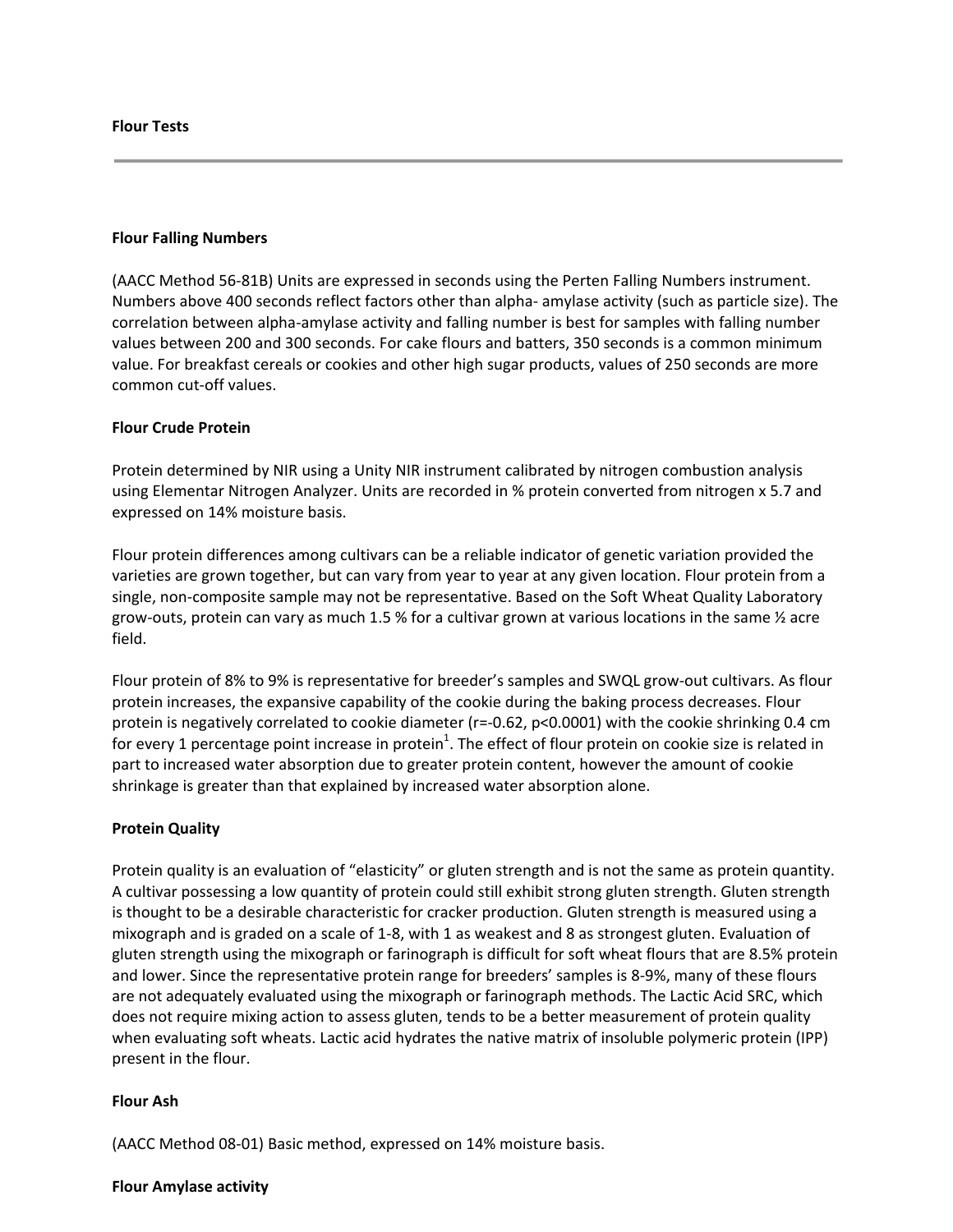# Flour Tests

---

## Flour Falling Numbers

(AACC Method 56-81B) Units are expressed in seconds using the Perten Falling Numbers instrument. Numbers above 400 seconds reflect factors other than alpha- amylase activity (such as particle size). The correlation between alpha-amylase activity and falling number is best for samples with falling number values between 200 and 300 seconds. For cake flours and batters, 350 seconds is a common minimum value. For breakfast cereals or cookies and other high sugar products, values of 250 seconds are more common cut-off values.

## Flour Crude Protein

Protein determined by NIR using a Unity NIR instrument calibrated by nitrogen combustion analysis using Elementar Nitrogen Analyzer. Units are recorded in % protein converted from nitrogen x 5.7 and expressed on 14% moisture basis.

Flour protein differences among cultivars can be a reliable indicator of genetic variation provided the varieties are grown together, but can vary from year to year at any given location. Flour protein from a single, non-composite sample may not be representative. Based on the Soft Wheat Quality Laboratory grow-outs, protein can vary as much 1.5 % for a cultivar grown at various locations in the same ½ acre field.

Flour protein of 8% to 9% is representative for breeder's samples and SWQL grow-out cultivars. As flour protein increases, the expansive capability of the cookie during the baking process decreases. Flour protein is negatively correlated to cookie diameter ($r=-0.62$, $p<0.0001$) with the cookie shrinking 0.4 cm for every 1 percentage point increase in protein[1]. The effect of flour protein on cookie size is related in part to increased water absorption due to greater protein content, however the amount of cookie shrinkage is greater than that explained by increased water absorption alone.

## Protein Quality

Protein quality is an evaluation of "elasticity" or gluten strength and is not the same as protein quantity. A cultivar possessing a low quantity of protein could still exhibit strong gluten strength. Gluten strength is thought to be a desirable characteristic for cracker production. Gluten strength is measured using a mixograph and is graded on a scale of 1-8, with 1 as weakest and 8 as strongest gluten. Evaluation of gluten strength using the mixograph or farinograph is difficult for soft wheat flours that are 8.5% protein and lower. Since the representative protein range for breeders' samples is 8-9%, many of these flours are not adequately evaluated using the mixograph or farinograph methods. The Lactic Acid SRC, which does not require mixing action to assess gluten, tends to be a better measurement of protein quality when evaluating soft wheats. Lactic acid hydrates the native matrix of insoluble polymeric protein (IPP) present in the flour.

## Flour Ash

(AACC Method 08-01) Basic method, expressed on 14% moisture basis.

## Flour Amylase activity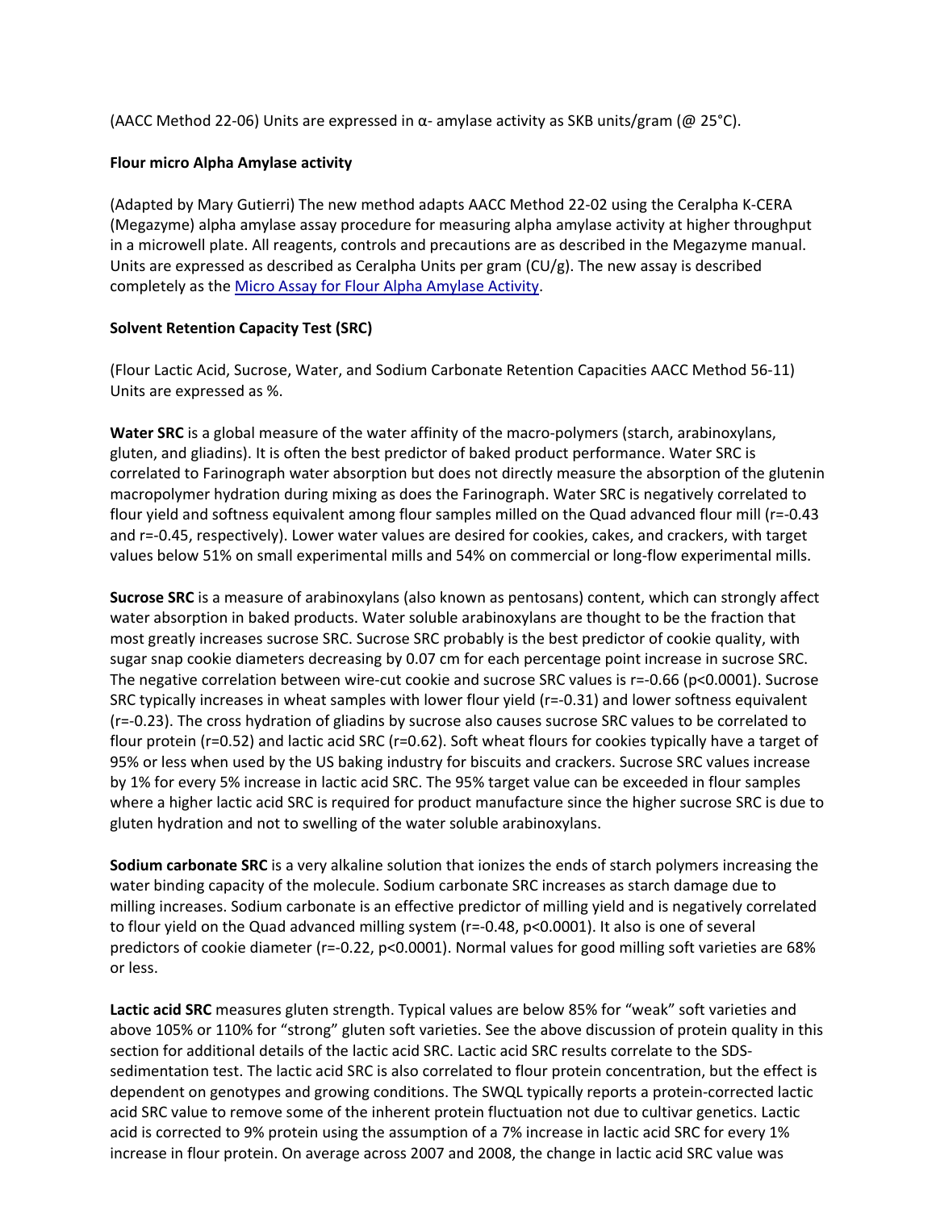(AACC Method 22-06) Units are expressed in α- amylase activity as SKB units/gram (@ 25°C).

**Flour micro Alpha Amylase activity**

(Adapted by Mary Gutierri) The new method adapts AACC Method 22-02 using the Ceralpha K-CERA (Megazyme) alpha amylase assay procedure for measuring alpha amylase activity at higher throughput in a microwell plate. All reagents, controls and precautions are as described in the Megazyme manual. Units are expressed as described as Ceralpha Units per gram (CU/g). The new assay is described completely as the Micro Assay for Flour Alpha Amylase Activity.

**Solvent Retention Capacity Test (SRC)**

(Flour Lactic Acid, Sucrose, Water, and Sodium Carbonate Retention Capacities AACC Method 56-11) Units are expressed as %.

**Water SRC** is a global measure of the water affinity of the macro-polymers (starch, arabinoxylans, gluten, and gliadins). It is often the best predictor of baked product performance. Water SRC is correlated to Farinograph water absorption but does not directly measure the absorption of the glutenin macropolymer hydration during mixing as does the Farinograph. Water SRC is negatively correlated to flour yield and softness equivalent among flour samples milled on the Quad advanced flour mill ($r=-0.43$ and $r=-0.45$, respectively). Lower water values are desired for cookies, cakes, and crackers, with target values below 51% on small experimental mills and 54% on commercial or long-flow experimental mills.

**Sucrose SRC** is a measure of arabinoxylans (also known as pentosans) content, which can strongly affect water absorption in baked products. Water soluble arabinoxylans are thought to be the fraction that most greatly increases sucrose SRC. Sucrose SRC probably is the best predictor of cookie quality, with sugar snap cookie diameters decreasing by 0.07 cm for each percentage point increase in sucrose SRC. The negative correlation between wire-cut cookie and sucrose SRC values is $r=-0.66$ ($p<0.0001$). Sucrose SRC typically increases in wheat samples with lower flour yield ($r=-0.31$) and lower softness equivalent ($r=-0.23$). The cross hydration of gliadins by sucrose also causes sucrose SRC values to be correlated to flour protein ($r=0.52$) and lactic acid SRC ($r=0.62$). Soft wheat flours for cookies typically have a target of 95% or less when used by the US baking industry for biscuits and crackers. Sucrose SRC values increase by 1% for every 5% increase in lactic acid SRC. The 95% target value can be exceeded in flour samples where a higher lactic acid SRC is required for product manufacture since the higher sucrose SRC is due to gluten hydration and not to swelling of the water soluble arabinoxylans.

**Sodium carbonate SRC** is a very alkaline solution that ionizes the ends of starch polymers increasing the water binding capacity of the molecule. Sodium carbonate SRC increases as starch damage due to milling increases. Sodium carbonate is an effective predictor of milling yield and is negatively correlated to flour yield on the Quad advanced milling system ($r=-0.48$, $p<0.0001$). It also is one of several predictors of cookie diameter ($r=-0.22$, $p<0.0001$). Normal values for good milling soft varieties are 68% or less.

**Lactic acid SRC** measures gluten strength. Typical values are below 85% for "weak" soft varieties and above 105% or 110% for "strong" gluten soft varieties. See the above discussion of protein quality in this section for additional details of the lactic acid SRC. Lactic acid SRC results correlate to the SDS-sedimentation test. The lactic acid SRC is also correlated to flour protein concentration, but the effect is dependent on genotypes and growing conditions. The SWQL typically reports a protein-corrected lactic acid SRC value to remove some of the inherent protein fluctuation not due to cultivar genetics. Lactic acid is corrected to 9% protein using the assumption of a 7% increase in lactic acid SRC for every 1% increase in flour protein. On average across 2007 and 2008, the change in lactic acid SRC value was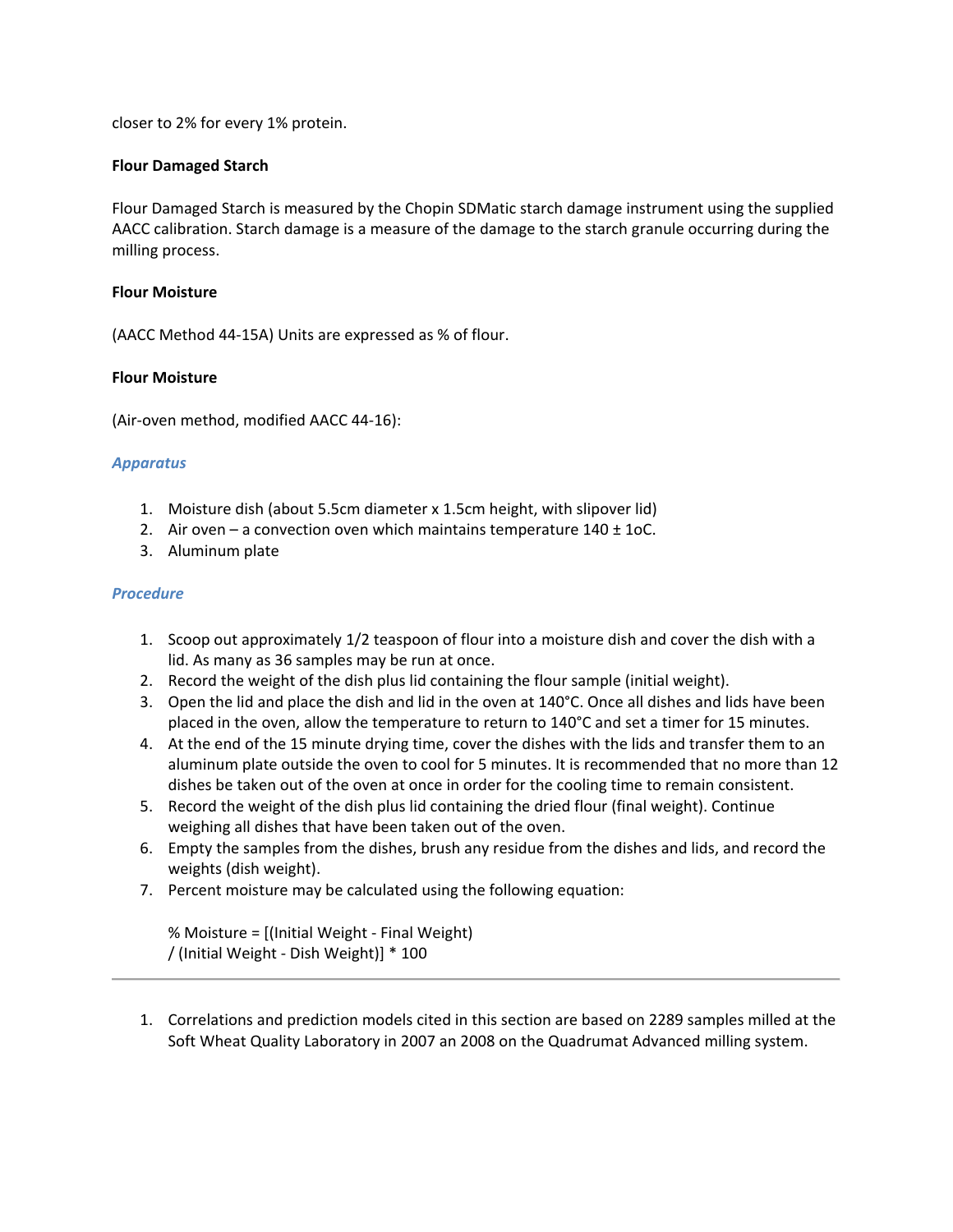closer to 2% for every 1% protein.

**Flour Damaged Starch**

Flour Damaged Starch is measured by the Chopin SDMatic starch damage instrument using the supplied AACC calibration. Starch damage is a measure of the damage to the starch granule occurring during the milling process.

**Flour Moisture**

(AACC Method 44-15A) Units are expressed as % of flour.

**Flour Moisture**

(Air-oven method, modified AACC 44-16):

### *Apparatus*

1. Moisture dish (about 5.5cm diameter x 1.5cm height, with slipover lid)
2. Air oven – a convection oven which maintains temperature 140 ± 1oC.
3. Aluminum plate

### *Procedure*

1. Scoop out approximately 1/2 teaspoon of flour into a moisture dish and cover the dish with a lid. As many as 36 samples may be run at once.
2. Record the weight of the dish plus lid containing the flour sample (initial weight).
3. Open the lid and place the dish and lid in the oven at 140°C. Once all dishes and lids have been placed in the oven, allow the temperature to return to 140°C and set a timer for 15 minutes.
4. At the end of the 15 minute drying time, cover the dishes with the lids and transfer them to an aluminum plate outside the oven to cool for 5 minutes. It is recommended that no more than 12 dishes be taken out of the oven at once in order for the cooling time to remain consistent.
5. Record the weight of the dish plus lid containing the dried flour (final weight). Continue weighing all dishes that have been taken out of the oven.
6. Empty the samples from the dishes, brush any residue from the dishes and lids, and record the weights (dish weight).
7. Percent moisture may be calculated using the following equation:

   % Moisture = [(Initial Weight - Final Weight) / (Initial Weight - Dish Weight)] * 100

---

1. Correlations and prediction models cited in this section are based on 2289 samples milled at the Soft Wheat Quality Laboratory in 2007 an 2008 on the Quadrumat Advanced milling system.